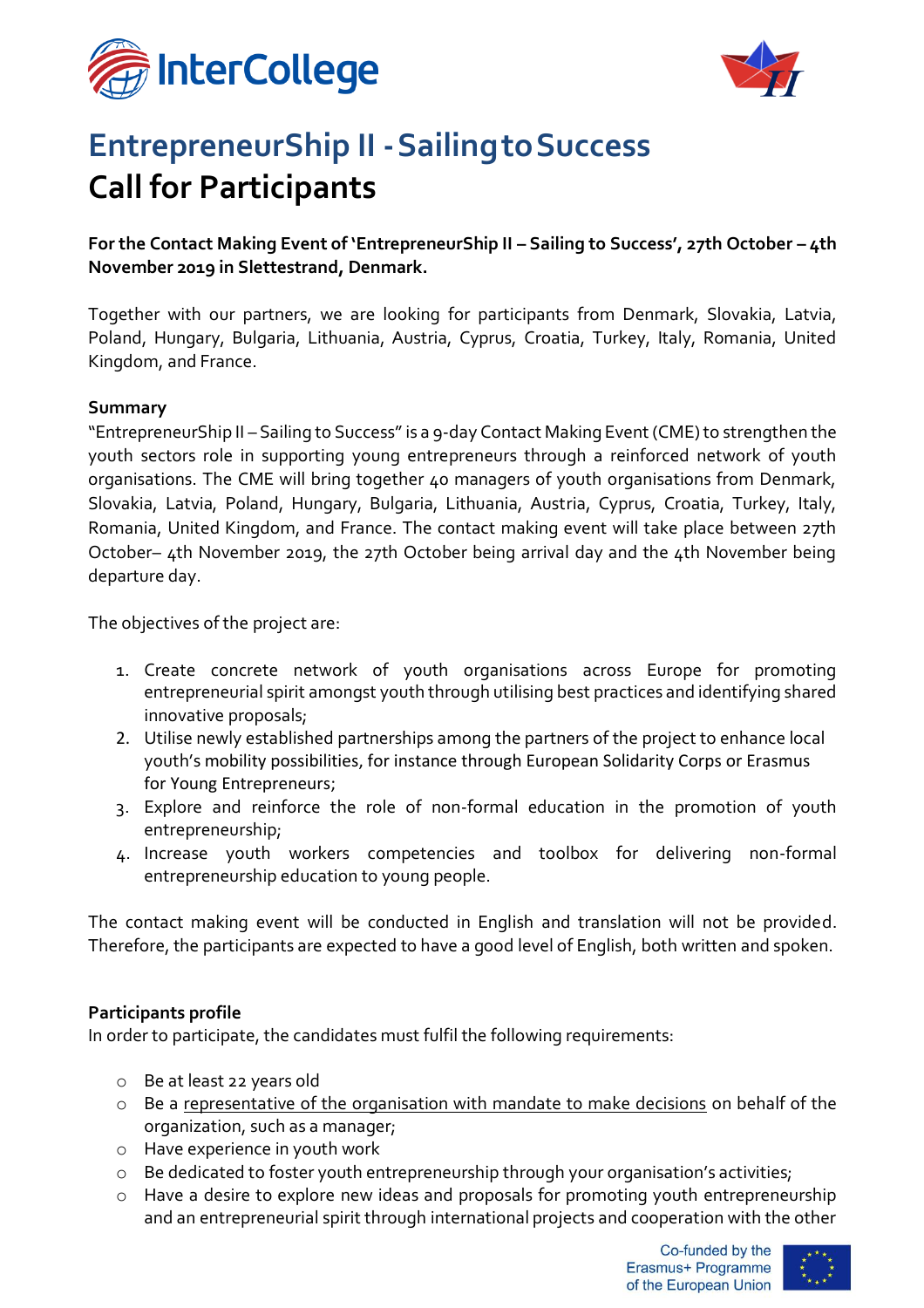# EntrepreneurShip II - Sailing to Success
# Call for Participants

**For the Contact Making Event of 'EntrepreneurShip II – Sailing to Success', 27th October – 4th November 2019 in Slettestrand, Denmark.**

Together with our partners, we are looking for participants from Denmark, Slovakia, Latvia, Poland, Hungary, Bulgaria, Lithuania, Austria, Cyprus, Croatia, Turkey, Italy, Romania, United Kingdom, and France.

**Summary**

"EntrepreneurShip II – Sailing to Success" is a 9-day Contact Making Event (CME) to strengthen the youth sectors role in supporting young entrepreneurs through a reinforced network of youth organisations. The CME will bring together 40 managers of youth organisations from Denmark, Slovakia, Latvia, Poland, Hungary, Bulgaria, Lithuania, Austria, Cyprus, Croatia, Turkey, Italy, Romania, United Kingdom, and France. The contact making event will take place between 27th October– 4th November 2019, the 27th October being arrival day and the 4th November being departure day.

The objectives of the project are:

1. Create concrete network of youth organisations across Europe for promoting entrepreneurial spirit amongst youth through utilising best practices and identifying shared innovative proposals;
2. Utilise newly established partnerships among the partners of the project to enhance local youth's mobility possibilities, for instance through European Solidarity Corps or Erasmus for Young Entrepreneurs;
3. Explore and reinforce the role of non-formal education in the promotion of youth entrepreneurship;
4. Increase youth workers competencies and toolbox for delivering non-formal entrepreneurship education to young people.

The contact making event will be conducted in English and translation will not be provided. Therefore, the participants are expected to have a good level of English, both written and spoken.

**Participants profile**

In order to participate, the candidates must fulfil the following requirements:

- Be at least 22 years old
- Be a representative of the organisation with mandate to make decisions on behalf of the organization, such as a manager;
- Have experience in youth work
- Be dedicated to foster youth entrepreneurship through your organisation's activities;
- Have a desire to explore new ideas and proposals for promoting youth entrepreneurship and an entrepreneurial spirit through international projects and cooperation with the other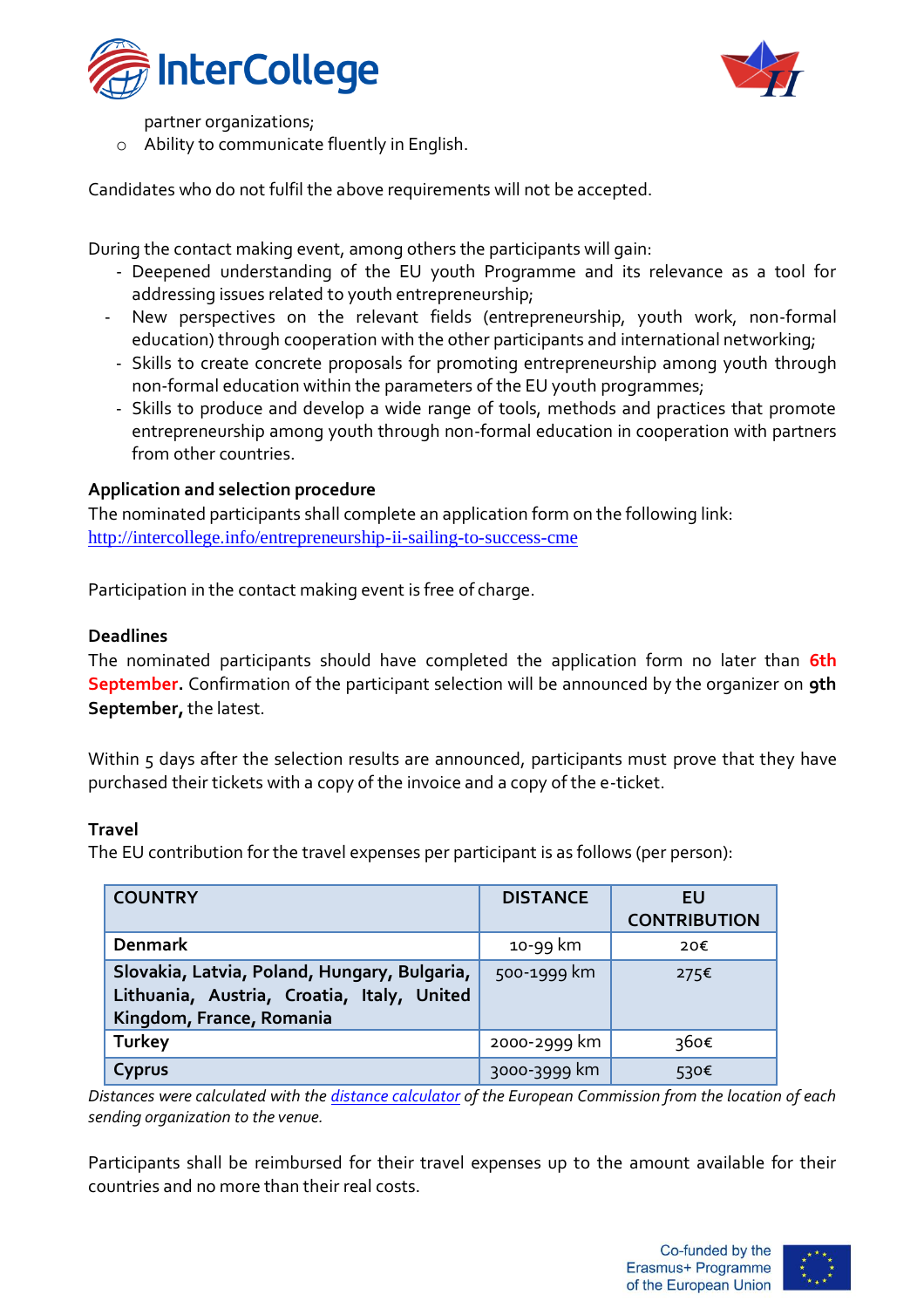partner organizations;
- Ability to communicate fluently in English.

Candidates who do not fulfil the above requirements will not be accepted.

During the contact making event, among others the participants will gain:
- Deepened understanding of the EU youth Programme and its relevance as a tool for addressing issues related to youth entrepreneurship;
- New perspectives on the relevant fields (entrepreneurship, youth work, non-formal education) through cooperation with the other participants and international networking;
- Skills to create concrete proposals for promoting entrepreneurship among youth through non-formal education within the parameters of the EU youth programmes;
- Skills to produce and develop a wide range of tools, methods and practices that promote entrepreneurship among youth through non-formal education in cooperation with partners from other countries.

**Application and selection procedure**

The nominated participants shall complete an application form on the following link: http://intercollege.info/entrepreneurship-ii-sailing-to-success-cme

Participation in the contact making event is free of charge.

**Deadlines**

The nominated participants should have completed the application form no later than **6th September**. Confirmation of the participant selection will be announced by the organizer on **9th September,** the latest.

Within 5 days after the selection results are announced, participants must prove that they have purchased their tickets with a copy of the invoice and a copy of the e-ticket.

**Travel**

The EU contribution for the travel expenses per participant is as follows (per person):

| COUNTRY | DISTANCE | EU CONTRIBUTION |
|---|---|---|
| **Denmark** | 10-99 km | 20€ |
| **Slovakia, Latvia, Poland, Hungary, Bulgaria, Lithuania, Austria, Croatia, Italy, United Kingdom, France, Romania** | 500-1999 km | 275€ |
| **Turkey** | 2000-2999 km | 360€ |
| **Cyprus** | 3000-3999 km | 530€ |

*Distances were calculated with the distance calculator of the European Commission from the location of each sending organization to the venue.*

Participants shall be reimbursed for their travel expenses up to the amount available for their countries and no more than their real costs.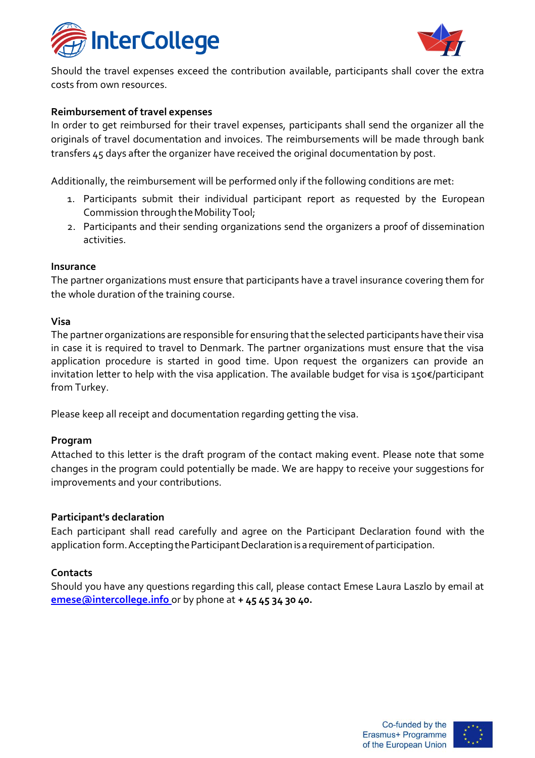Should the travel expenses exceed the contribution available, participants shall cover the extra costs from own resources.

**Reimbursement of travel expenses**

In order to get reimbursed for their travel expenses, participants shall send the organizer all the originals of travel documentation and invoices. The reimbursements will be made through bank transfers 45 days after the organizer have received the original documentation by post.

Additionally, the reimbursement will be performed only if the following conditions are met:

1. Participants submit their individual participant report as requested by the European Commission through the Mobility Tool;
2. Participants and their sending organizations send the organizers a proof of dissemination activities.

**Insurance**

The partner organizations must ensure that participants have a travel insurance covering them for the whole duration of the training course.

**Visa**

The partner organizations are responsible for ensuring that the selected participants have their visa in case it is required to travel to Denmark. The partner organizations must ensure that the visa application procedure is started in good time. Upon request the organizers can provide an invitation letter to help with the visa application. The available budget for visa is 150€/participant from Turkey.

Please keep all receipt and documentation regarding getting the visa.

**Program**

Attached to this letter is the draft program of the contact making event. Please note that some changes in the program could potentially be made. We are happy to receive your suggestions for improvements and your contributions.

**Participant's declaration**

Each participant shall read carefully and agree on the Participant Declaration found with the application form. Accepting the Participant Declaration is a requirement of participation.

**Contacts**

Should you have any questions regarding this call, please contact Emese Laura Laszlo by email at emese@intercollege.info or by phone at **+ 45 45 34 30 40.**

Co-funded by the Erasmus+ Programme of the European Union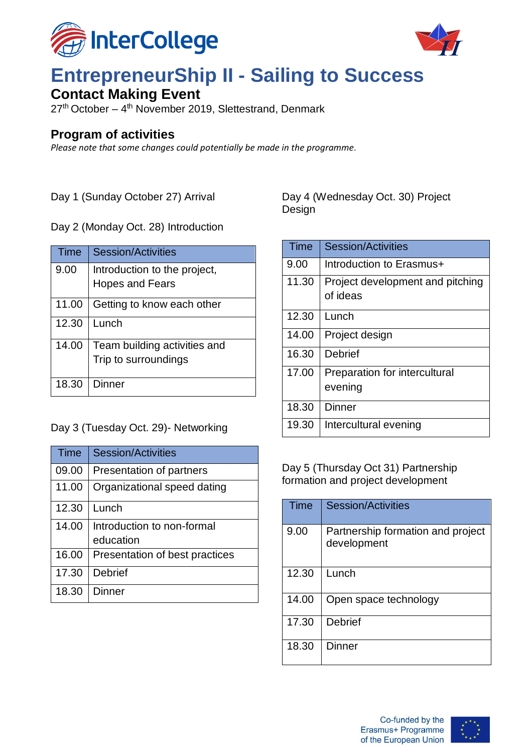InterCollege

# EntrepreneurShip II - Sailing to Success

## Contact Making Event

27th October – 4th November 2019, Slettestrand, Denmark

## Program of activities

*Please note that some changes could potentially be made in the programme.*

Day 1 (Sunday October 27) Arrival

Day 2 (Monday Oct. 28) Introduction

| Time | Session/Activities |
|---|---|
| 9.00 | Introduction to the project, Hopes and Fears |
| 11.00 | Getting to know each other |
| 12.30 | Lunch |
| 14.00 | Team building activities and Trip to surroundings |
| 18.30 | Dinner |

Day 3 (Tuesday Oct. 29)- Networking

| Time | Session/Activities |
|---|---|
| 09.00 | Presentation of partners |
| 11.00 | Organizational speed dating |
| 12.30 | Lunch |
| 14.00 | Introduction to non-formal education |
| 16.00 | Presentation of best practices |
| 17.30 | Debrief |
| 18.30 | Dinner |

Day 4 (Wednesday Oct. 30) Project Design

| Time | Session/Activities |
|---|---|
| 9.00 | Introduction to Erasmus+ |
| 11.30 | Project development and pitching of ideas |
| 12.30 | Lunch |
| 14.00 | Project design |
| 16.30 | Debrief |
| 17.00 | Preparation for intercultural evening |
| 18.30 | Dinner |
| 19.30 | Intercultural evening |

Day 5 (Thursday Oct 31) Partnership formation and project development

| Time | Session/Activities |
|---|---|
| 9.00 | Partnership formation and project development |
| 12.30 | Lunch |
| 14.00 | Open space technology |
| 17.30 | Debrief |
| 18.30 | Dinner |

Co-funded by the Erasmus+ Programme of the European Union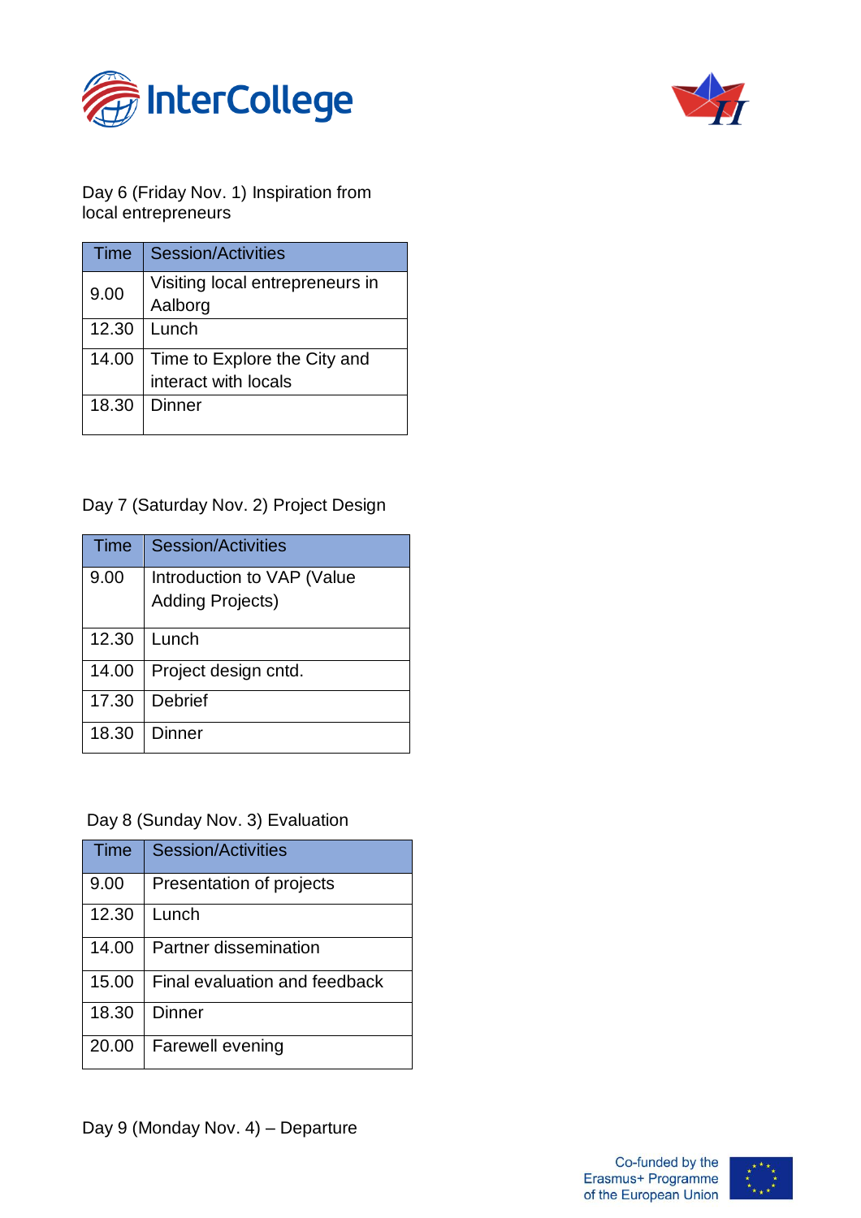Day 6 (Friday Nov. 1) Inspiration from local entrepreneurs

| Time | Session/Activities |
|---|---|
| 9.00 | Visiting local entrepreneurs in Aalborg |
| 12.30 | Lunch |
| 14.00 | Time to Explore the City and interact with locals |
| 18.30 | Dinner |

Day 7 (Saturday Nov. 2) Project Design

| Time | Session/Activities |
|---|---|
| 9.00 | Introduction to VAP (Value Adding Projects) |
| 12.30 | Lunch |
| 14.00 | Project design cntd. |
| 17.30 | Debrief |
| 18.30 | Dinner |

Day 8 (Sunday Nov. 3) Evaluation

| Time | Session/Activities |
|---|---|
| 9.00 | Presentation of projects |
| 12.30 | Lunch |
| 14.00 | Partner dissemination |
| 15.00 | Final evaluation and feedback |
| 18.30 | Dinner |
| 20.00 | Farewell evening |

Day 9 (Monday Nov. 4) – Departure

Co-funded by the Erasmus+ Programme of the European Union